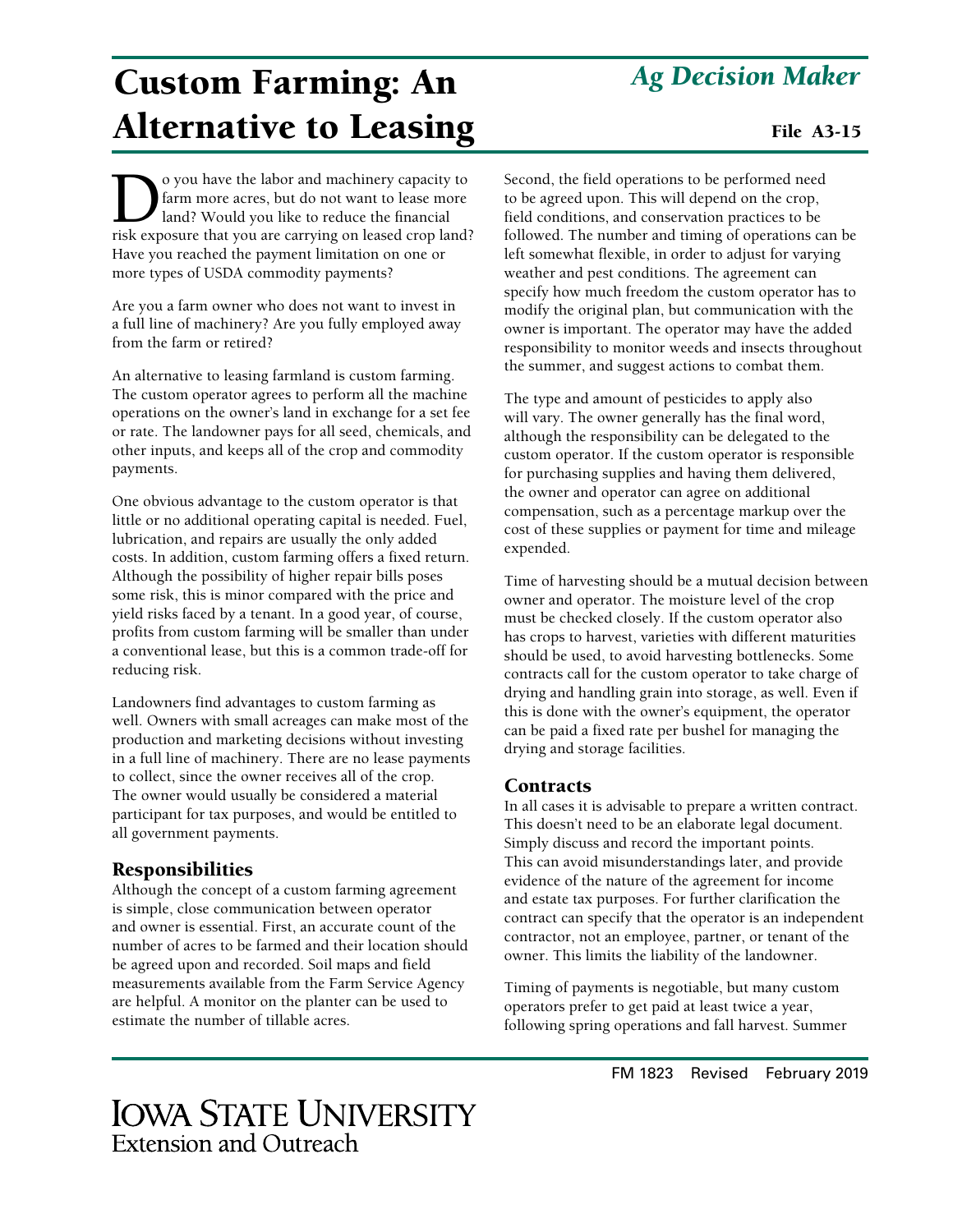# Custom Farming: An Alternative to Leasing

*Ag Decision Maker*

**File A3-15**

Do you have the labor and machinery capacity to farm more acres, but do not want to lease more land? Would you like to reduce the financial risk exposure that you are carrying on leased crop land? Have you reached the payment limitation on one or more types of USDA commodity payments?

Are you a farm owner who does not want to invest in a full line of machinery? Are you fully employed away from the farm or retired?

An alternative to leasing farmland is custom farming. The custom operator agrees to perform all the machine operations on the owner's land in exchange for a set fee or rate. The landowner pays for all seed, chemicals, and other inputs, and keeps all of the crop and commodity payments.

One obvious advantage to the custom operator is that little or no additional operating capital is needed. Fuel, lubrication, and repairs are usually the only added costs. In addition, custom farming offers a fixed return. Although the possibility of higher repair bills poses some risk, this is minor compared with the price and yield risks faced by a tenant. In a good year, of course, profits from custom farming will be smaller than under a conventional lease, but this is a common trade-off for reducing risk.

Landowners find advantages to custom farming as well. Owners with small acreages can make most of the production and marketing decisions without investing in a full line of machinery. There are no lease payments to collect, since the owner receives all of the crop. The owner would usually be considered a material participant for tax purposes, and would be entitled to all government payments.

## Responsibilities

Although the concept of a custom farming agreement is simple, close communication between operator and owner is essential. First, an accurate count of the number of acres to be farmed and their location should be agreed upon and recorded. Soil maps and field measurements available from the Farm Service Agency are helpful. A monitor on the planter can be used to estimate the number of tillable acres.

Second, the field operations to be performed need to be agreed upon. This will depend on the crop, field conditions, and conservation practices to be followed. The number and timing of operations can be left somewhat flexible, in order to adjust for varying weather and pest conditions. The agreement can specify how much freedom the custom operator has to modify the original plan, but communication with the owner is important. The operator may have the added responsibility to monitor weeds and insects throughout the summer, and suggest actions to combat them.

The type and amount of pesticides to apply also will vary. The owner generally has the final word, although the responsibility can be delegated to the custom operator. If the custom operator is responsible for purchasing supplies and having them delivered, the owner and operator can agree on additional compensation, such as a percentage markup over the cost of these supplies or payment for time and mileage expended.

Time of harvesting should be a mutual decision between owner and operator. The moisture level of the crop must be checked closely. If the custom operator also has crops to harvest, varieties with different maturities should be used, to avoid harvesting bottlenecks. Some contracts call for the custom operator to take charge of drying and handling grain into storage, as well. Even if this is done with the owner's equipment, the operator can be paid a fixed rate per bushel for managing the drying and storage facilities.

## Contracts

In all cases it is advisable to prepare a written contract. This doesn't need to be an elaborate legal document. Simply discuss and record the important points. This can avoid misunderstandings later, and provide evidence of the nature of the agreement for income and estate tax purposes. For further clarification the contract can specify that the operator is an independent contractor, not an employee, partner, or tenant of the owner. This limits the liability of the landowner.

Timing of payments is negotiable, but many custom operators prefer to get paid at least twice a year, following spring operations and fall harvest. Summer

FM 1823 Revised February 2019

Iowa State University Extension and Outreach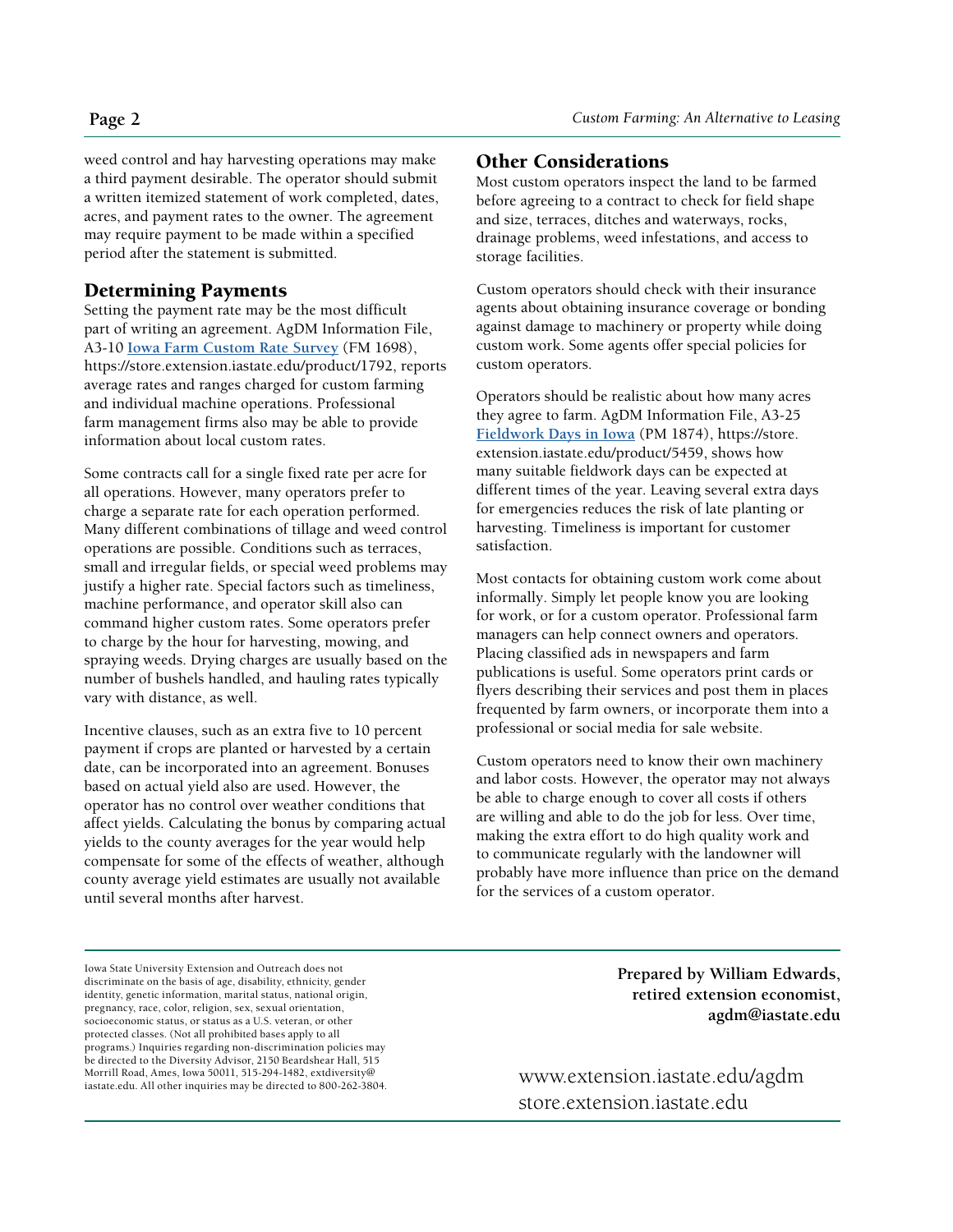weed control and hay harvesting operations may make a third payment desirable. The operator should submit a written itemized statement of work completed, dates, acres, and payment rates to the owner. The agreement may require payment to be made within a specified period after the statement is submitted.

## Determining Payments

Setting the payment rate may be the most difficult part of writing an agreement. AgDM Information File, A3-10 **Iowa Farm Custom Rate Survey** (FM 1698), https://store.extension.iastate.edu/product/1792, reports average rates and ranges charged for custom farming and individual machine operations. Professional farm management firms also may be able to provide information about local custom rates.

Some contracts call for a single fixed rate per acre for all operations. However, many operators prefer to charge a separate rate for each operation performed. Many different combinations of tillage and weed control operations are possible. Conditions such as terraces, small and irregular fields, or special weed problems may justify a higher rate. Special factors such as timeliness, machine performance, and operator skill also can command higher custom rates. Some operators prefer to charge by the hour for harvesting, mowing, and spraying weeds. Drying charges are usually based on the number of bushels handled, and hauling rates typically vary with distance, as well.

Incentive clauses, such as an extra five to 10 percent payment if crops are planted or harvested by a certain date, can be incorporated into an agreement. Bonuses based on actual yield also are used. However, the operator has no control over weather conditions that affect yields. Calculating the bonus by comparing actual yields to the county averages for the year would help compensate for some of the effects of weather, although county average yield estimates are usually not available until several months after harvest.

## Other Considerations

Most custom operators inspect the land to be farmed before agreeing to a contract to check for field shape and size, terraces, ditches and waterways, rocks, drainage problems, weed infestations, and access to storage facilities.

Custom operators should check with their insurance agents about obtaining insurance coverage or bonding against damage to machinery or property while doing custom work. Some agents offer special policies for custom operators.

Operators should be realistic about how many acres they agree to farm. AgDM Information File, A3-25 **Fieldwork Days in Iowa** (PM 1874), https://store.extension.iastate.edu/product/5459, shows how many suitable fieldwork days can be expected at different times of the year. Leaving several extra days for emergencies reduces the risk of late planting or harvesting. Timeliness is important for customer satisfaction.

Most contacts for obtaining custom work come about informally. Simply let people know you are looking for work, or for a custom operator. Professional farm managers can help connect owners and operators. Placing classified ads in newspapers and farm publications is useful. Some operators print cards or flyers describing their services and post them in places frequented by farm owners, or incorporate them into a professional or social media for sale website.

Custom operators need to know their own machinery and labor costs. However, the operator may not always be able to charge enough to cover all costs if others are willing and able to do the job for less. Over time, making the extra effort to do high quality work and to communicate regularly with the landowner will probably have more influence than price on the demand for the services of a custom operator.

---

Iowa State University Extension and Outreach does not discriminate on the basis of age, disability, ethnicity, gender identity, genetic information, marital status, national origin, pregnancy, race, color, religion, sex, sexual orientation, socioeconomic status, or status as a U.S. veteran, or other protected classes. (Not all prohibited bases apply to all programs.) Inquiries regarding non-discrimination policies may be directed to the Diversity Advisor, 2150 Beardshear Hall, 515 Morrill Road, Ames, Iowa 50011, 515-294-1482, extdiversity@iastate.edu. All other inquiries may be directed to 800-262-3804.

**Prepared by William Edwards, retired extension economist, agdm@iastate.edu**

www.extension.iastate.edu/agdm
store.extension.iastate.edu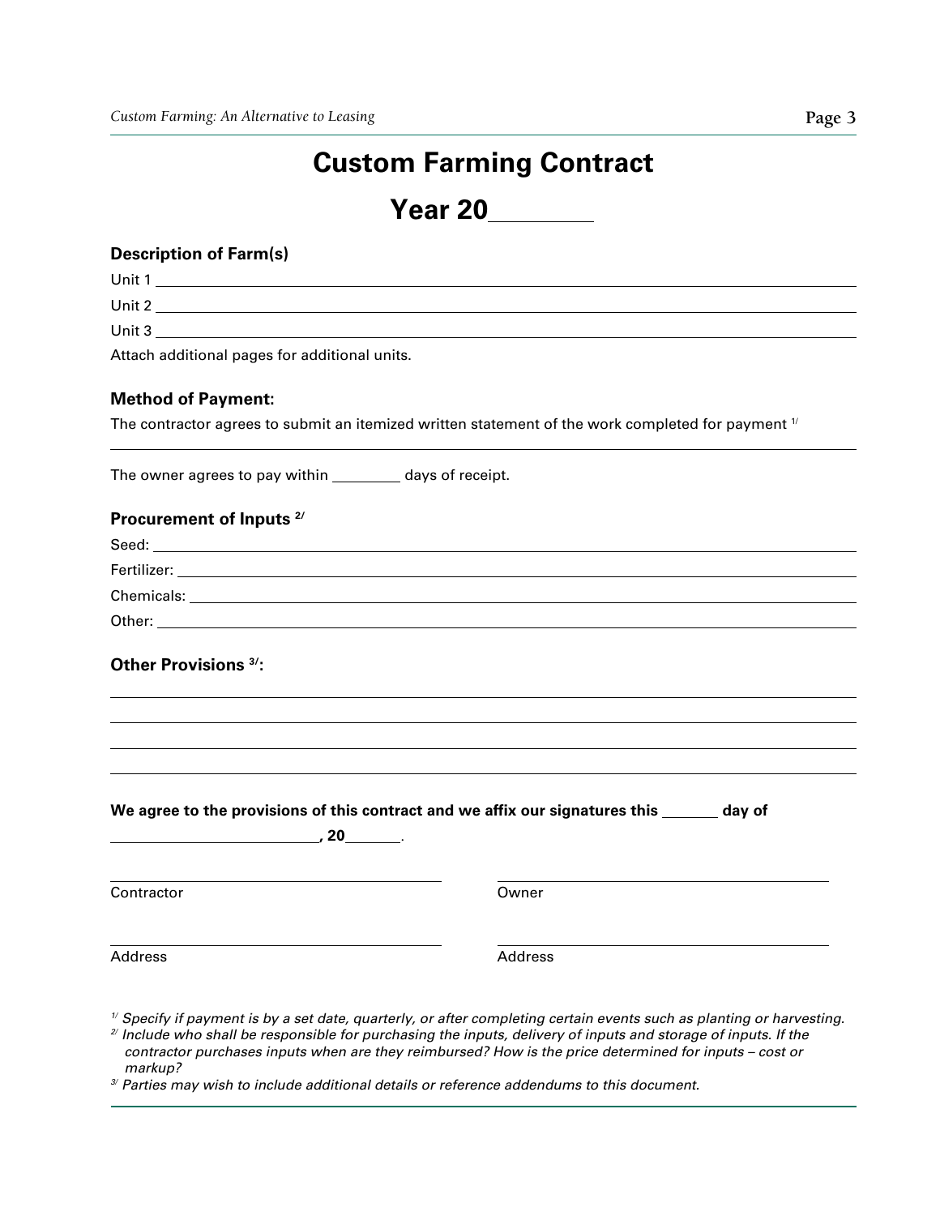# Custom Farming Contract

## Year 20________

### Description of Farm(s)

Unit 1 ____________________________________________________________

Unit 2 ____________________________________________________________

Unit 3 ____________________________________________________________

Attach additional pages for additional units.

### Method of Payment:

The contractor agrees to submit an itemized written statement of the work completed for payment [1/]

____________________________________________________________

The owner agrees to pay within ________ days of receipt.

### Procurement of Inputs [2/]

Seed: ____________________________________________________________

Fertilizer: ____________________________________________________________

Chemicals: ____________________________________________________________

Other: ____________________________________________________________

### Other Provisions [3/]:

____________________________________________________________

____________________________________________________________

____________________________________________________________

____________________________________________________________

**We agree to the provisions of this contract and we affix our signatures this _______ day of**

**__________________________, 20_______.**

______________________________ Contractor

______________________________ Owner

______________________________ Address

______________________________ Address

*[1/] Specify if payment is by a set date, quarterly, or after completing certain events such as planting or harvesting.*

*[2/] Include who shall be responsible for purchasing the inputs, delivery of inputs and storage of inputs. If the contractor purchases inputs when are they reimbursed? How is the price determined for inputs – cost or markup?*

*[3/] Parties may wish to include additional details or reference addendums to this document.*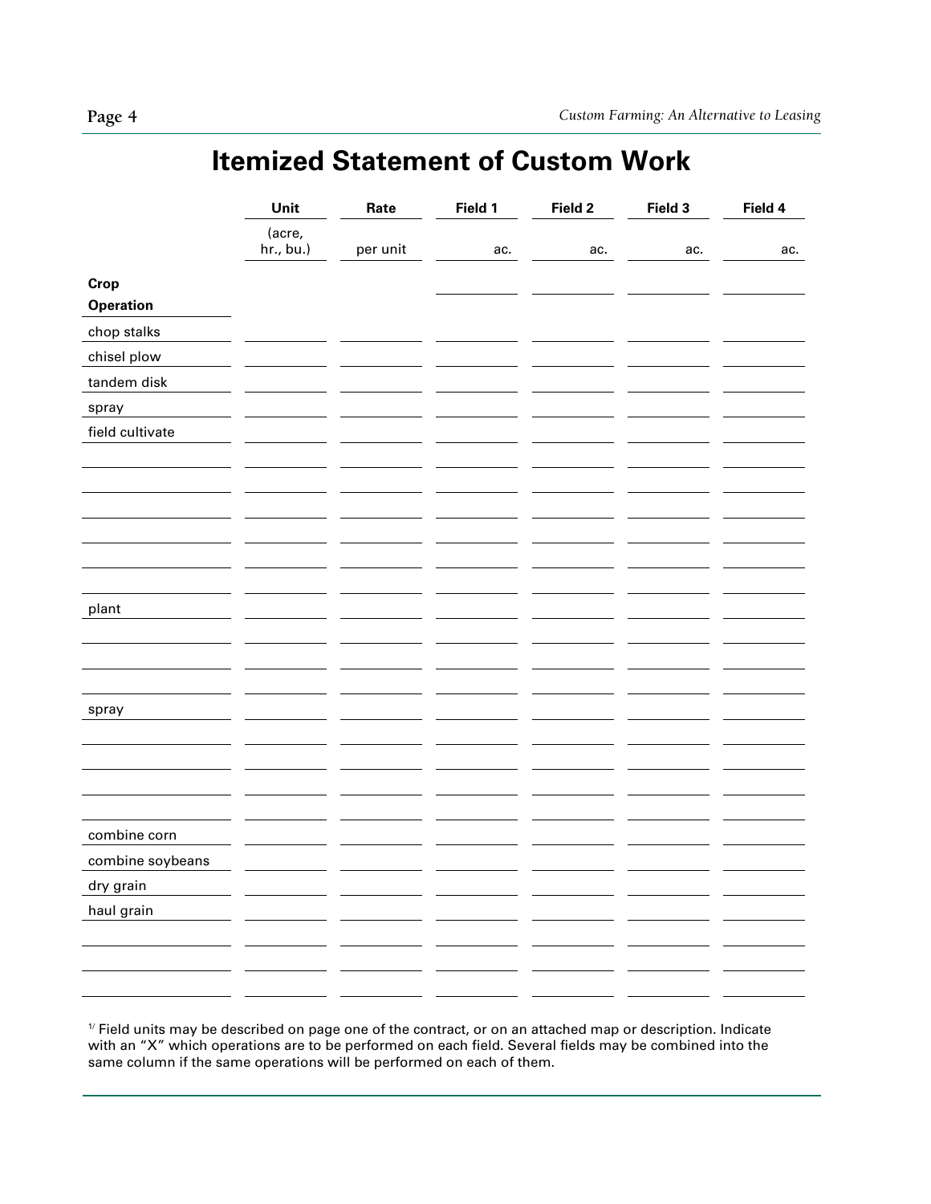# Itemized Statement of Custom Work

| | Unit | Rate | Field 1 | Field 2 | Field 3 | Field 4 |
|---|---|---|---|---|---|---|
| | (acre, hr., bu.) | per unit | ac. | ac. | ac. | ac. |
| **Crop** | | | | | | |
| **Operation** | | | | | | |
| chop stalks | | | | | | |
| chisel plow | | | | | | |
| tandem disk | | | | | | |
| spray | | | | | | |
| field cultivate | | | | | | |
| | | | | | | |
| | | | | | | |
| | | | | | | |
| | | | | | | |
| | | | | | | |
| | | | | | | |
| plant | | | | | | |
| | | | | | | |
| | | | | | | |
| | | | | | | |
| spray | | | | | | |
| | | | | | | |
| | | | | | | |
| | | | | | | |
| | | | | | | |
| combine corn | | | | | | |
| combine soybeans | | | | | | |
| dry grain | | | | | | |
| haul grain | | | | | | |
| | | | | | | |
| | | | | | | |
| | | | | | | |

[1/] Field units may be described on page one of the contract, or on an attached map or description. Indicate with an "X" which operations are to be performed on each field. Several fields may be combined into the same column if the same operations will be performed on each of them.